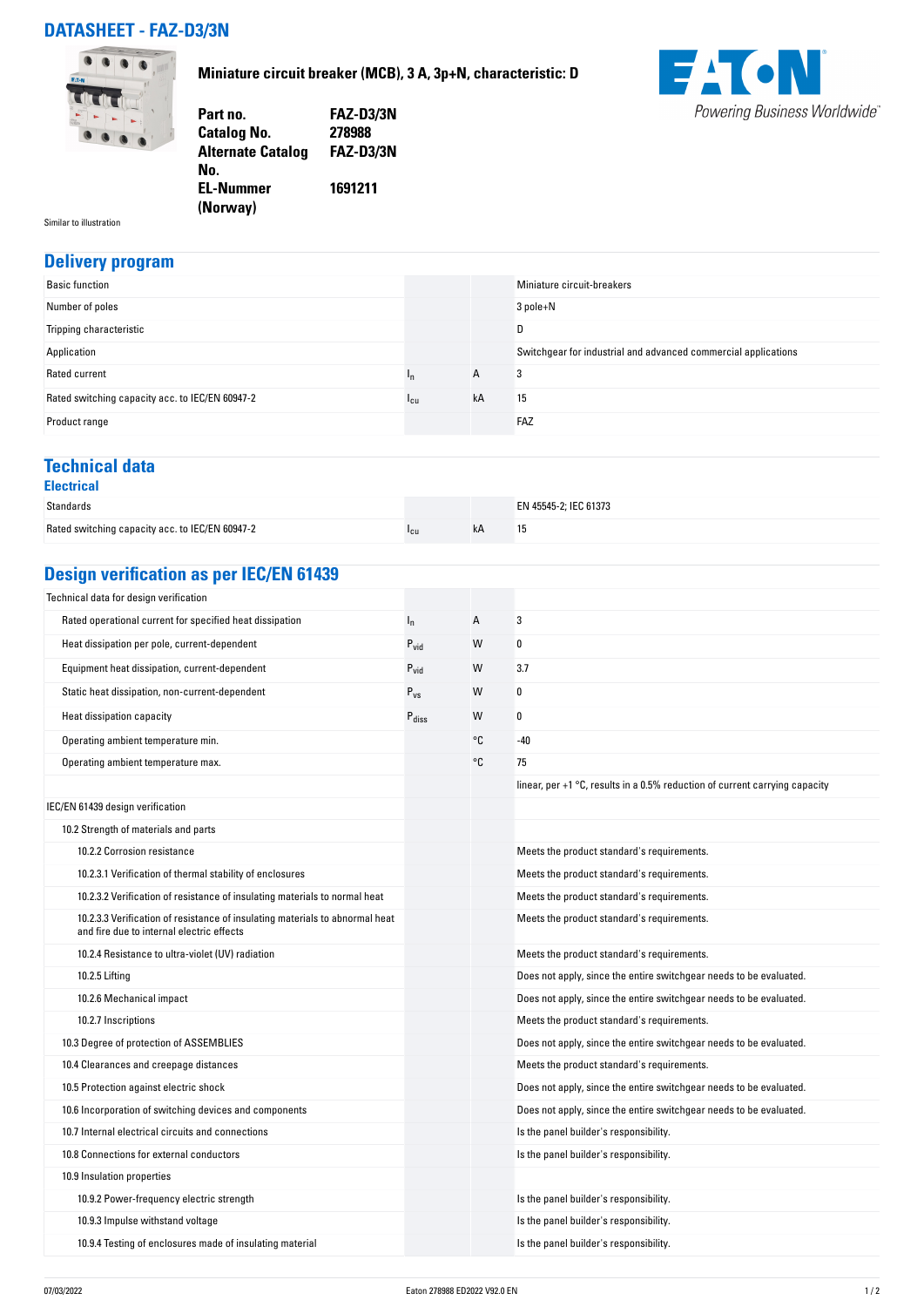# DATASHEET - FAZ-D3/3N

**Miniature circuit breaker (MCB), 3 A, 3p+N, characteristic: D**

| | |
|---|---|
| **Part no.** | **FAZ-D3/3N** |
| **Catalog No.** | **278988** |
| **Alternate Catalog No.** | **FAZ-D3/3N** |
| **EL-Nummer (Norway)** | **1691211** |

Similar to illustration

## Delivery program

| | | | |
|---|---|---|---|
| Basic function | | | Miniature circuit-breakers |
| Number of poles | | | 3 pole+N |
| Tripping characteristic | | | D |
| Application | | | Switchgear for industrial and advanced commercial applications |
| Rated current | $I_n$ | A | 3 |
| Rated switching capacity acc. to IEC/EN 60947-2 | $I_{cu}$ | kA | 15 |
| Product range | | | FAZ |

## Technical data

### Electrical

| | | | |
|---|---|---|---|
| Standards | | | EN 45545-2; IEC 61373 |
| Rated switching capacity acc. to IEC/EN 60947-2 | $I_{cu}$ | kA | 15 |

## Design verification as per IEC/EN 61439

| | | | |
|---|---|---|---|
| Technical data for design verification | | | |
| Rated operational current for specified heat dissipation | $I_n$ | A | 3 |
| Heat dissipation per pole, current-dependent | $P_{vid}$ | W | 0 |
| Equipment heat dissipation, current-dependent | $P_{vid}$ | W | 3.7 |
| Static heat dissipation, non-current-dependent | $P_{vs}$ | W | 0 |
| Heat dissipation capacity | $P_{diss}$ | W | 0 |
| Operating ambient temperature min. | | °C | -40 |
| Operating ambient temperature max. | | °C | 75 |
| | | | linear, per +1 °C, results in a 0.5% reduction of current carrying capacity |
| IEC/EN 61439 design verification | | | |
| 10.2 Strength of materials and parts | | | |
| 10.2.2 Corrosion resistance | | | Meets the product standard's requirements. |
| 10.2.3.1 Verification of thermal stability of enclosures | | | Meets the product standard's requirements. |
| 10.2.3.2 Verification of resistance of insulating materials to normal heat | | | Meets the product standard's requirements. |
| 10.2.3.3 Verification of resistance of insulating materials to abnormal heat and fire due to internal electric effects | | | Meets the product standard's requirements. |
| 10.2.4 Resistance to ultra-violet (UV) radiation | | | Meets the product standard's requirements. |
| 10.2.5 Lifting | | | Does not apply, since the entire switchgear needs to be evaluated. |
| 10.2.6 Mechanical impact | | | Does not apply, since the entire switchgear needs to be evaluated. |
| 10.2.7 Inscriptions | | | Meets the product standard's requirements. |
| 10.3 Degree of protection of ASSEMBLIES | | | Does not apply, since the entire switchgear needs to be evaluated. |
| 10.4 Clearances and creepage distances | | | Meets the product standard's requirements. |
| 10.5 Protection against electric shock | | | Does not apply, since the entire switchgear needs to be evaluated. |
| 10.6 Incorporation of switching devices and components | | | Does not apply, since the entire switchgear needs to be evaluated. |
| 10.7 Internal electrical circuits and connections | | | Is the panel builder's responsibility. |
| 10.8 Connections for external conductors | | | Is the panel builder's responsibility. |
| 10.9 Insulation properties | | | |
| 10.9.2 Power-frequency electric strength | | | Is the panel builder's responsibility. |
| 10.9.3 Impulse withstand voltage | | | Is the panel builder's responsibility. |
| 10.9.4 Testing of enclosures made of insulating material | | | Is the panel builder's responsibility. |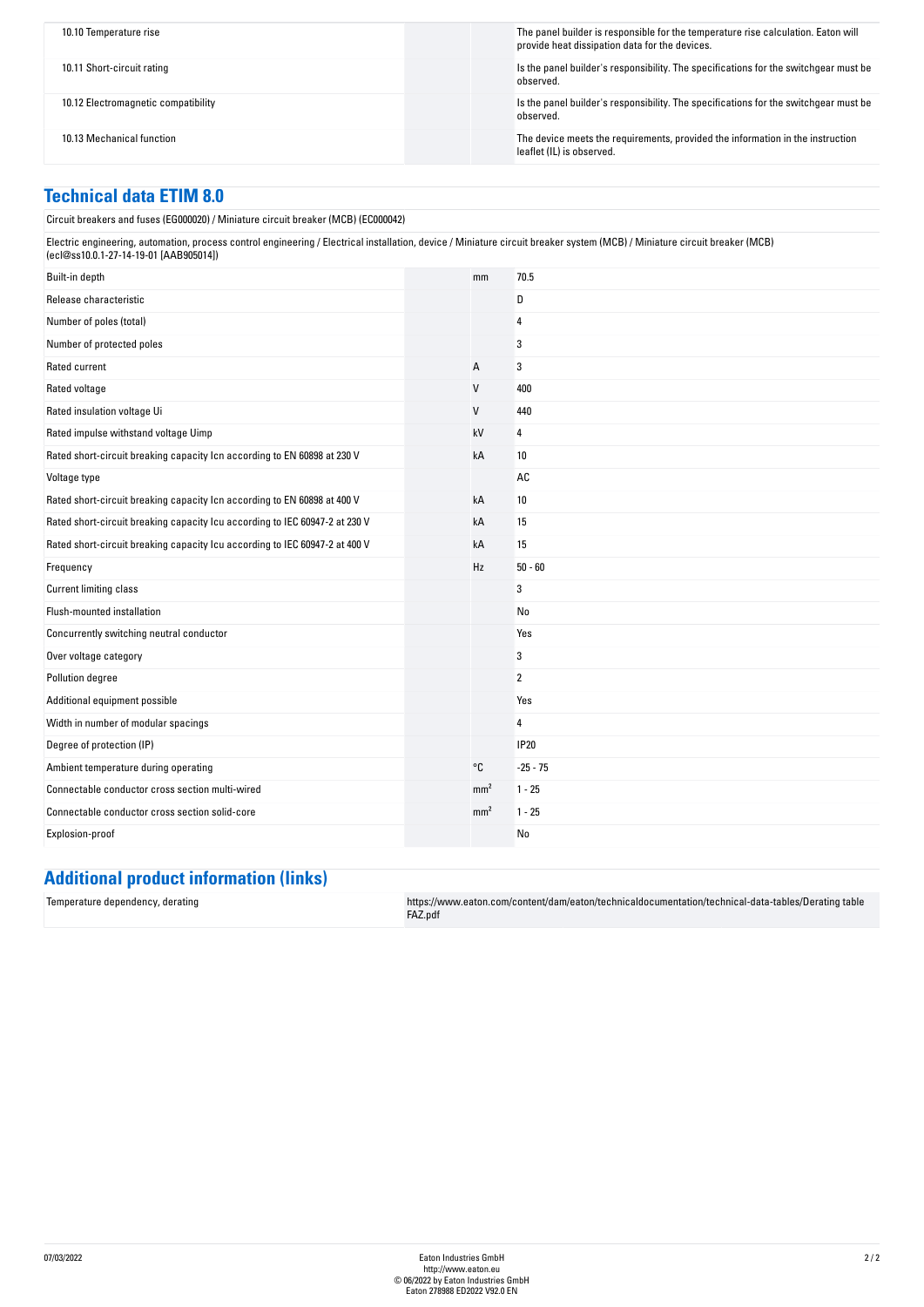| | | | |
|---|---|---|---|
| 10.10 Temperature rise | | | The panel builder is responsible for the temperature rise calculation. Eaton will provide heat dissipation data for the devices. |
| 10.11 Short-circuit rating | | | Is the panel builder's responsibility. The specifications for the switchgear must be observed. |
| 10.12 Electromagnetic compatibility | | | Is the panel builder's responsibility. The specifications for the switchgear must be observed. |
| 10.13 Mechanical function | | | The device meets the requirements, provided the information in the instruction leaflet (IL) is observed. |

## Technical data ETIM 8.0

Circuit breakers and fuses (EG000020) / Miniature circuit breaker (MCB) (EC000042)

Electric engineering, automation, process control engineering / Electrical installation, device / Miniature circuit breaker system (MCB) / Miniature circuit breaker (MCB) (ecl@ss10.0.1-27-14-19-01 [AAB905014])

| | | |
|---|---|---|
| Built-in depth | mm | 70.5 |
| Release characteristic | | D |
| Number of poles (total) | | 4 |
| Number of protected poles | | 3 |
| Rated current | A | 3 |
| Rated voltage | V | 400 |
| Rated insulation voltage Ui | V | 440 |
| Rated impulse withstand voltage Uimp | kV | 4 |
| Rated short-circuit breaking capacity Icn according to EN 60898 at 230 V | kA | 10 |
| Voltage type | | AC |
| Rated short-circuit breaking capacity Icn according to EN 60898 at 400 V | kA | 10 |
| Rated short-circuit breaking capacity Icu according to IEC 60947-2 at 230 V | kA | 15 |
| Rated short-circuit breaking capacity Icu according to IEC 60947-2 at 400 V | kA | 15 |
| Frequency | Hz | 50 - 60 |
| Current limiting class | | 3 |
| Flush-mounted installation | | No |
| Concurrently switching neutral conductor | | Yes |
| Over voltage category | | 3 |
| Pollution degree | | 2 |
| Additional equipment possible | | Yes |
| Width in number of modular spacings | | 4 |
| Degree of protection (IP) | | IP20 |
| Ambient temperature during operating | °C | -25 - 75 |
| Connectable conductor cross section multi-wired | $mm^2$ | 1 - 25 |
| Connectable conductor cross section solid-core | $mm^2$ | 1 - 25 |
| Explosion-proof | | No |

## Additional product information (links)

| | |
|---|---|
| Temperature dependency, derating | https://www.eaton.com/content/dam/eaton/technicaldocumentation/technical-data-tables/Derating table FAZ.pdf |